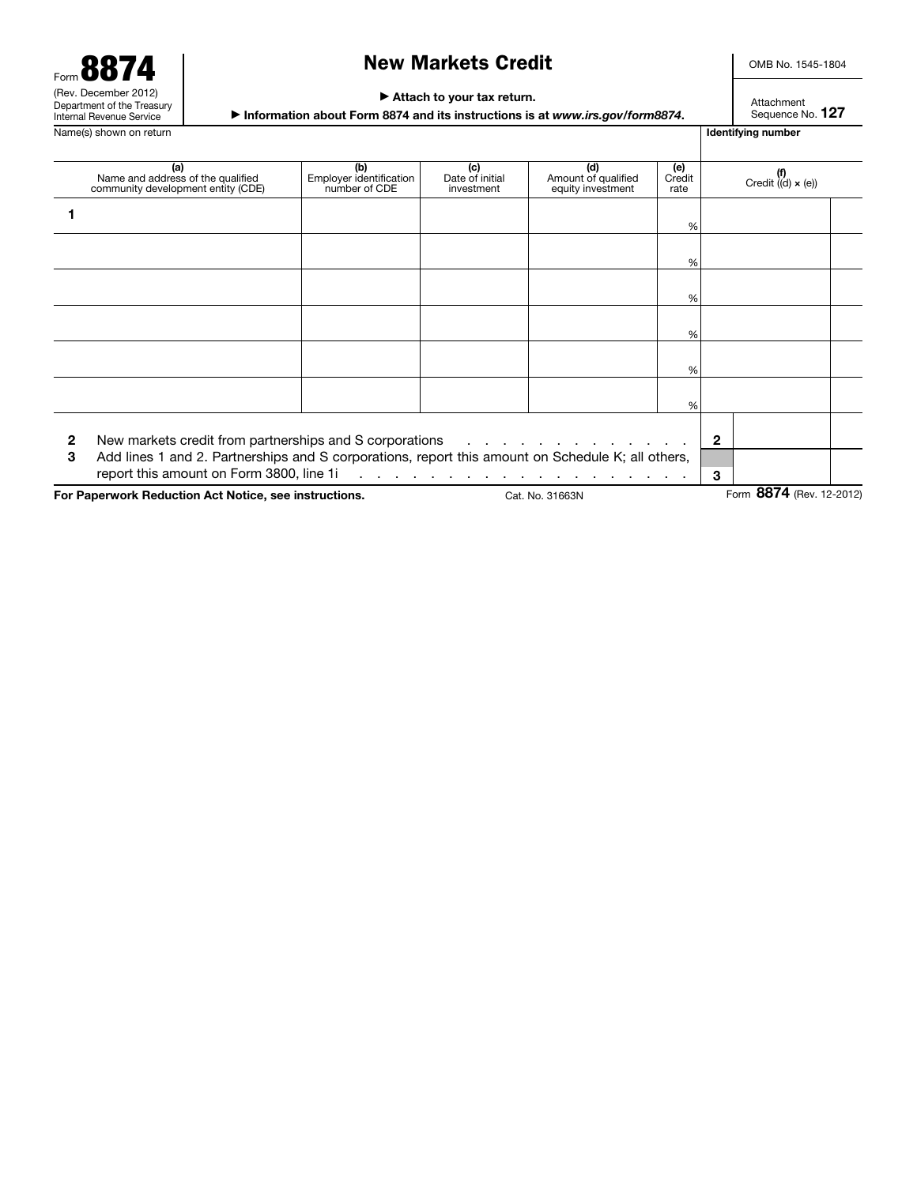Form **8874**
(Rev. December 2012)
Department of the Treasury
Internal Revenue Service

# New Markets Credit

▶ Attach to your tax return.

▶ Information about Form 8874 and its instructions is at *www.irs.gov/form8874*.

OMB No. 1545-1804

Attachment Sequence No. **127**

Name(s) shown on return | **Identifying number**

| | (a) Name and address of the qualified community development entity (CDE) | (b) Employer identification number of CDE | (c) Date of initial investment | (d) Amount of qualified equity investment | (e) Credit rate | (f) Credit ((d) × (e)) |
|---|---|---|---|---|---|---|
| **1** | | | | | % | |
| | | | | | % | |
| | | | | | % | |
| | | | | | % | |
| | | | | | % | |
| | | | | | % | |

| | | | |
|---|---|---|---|
| **2** | New markets credit from partnerships and S corporations . . . . . . . . . . . . . . . . | **2** | |
| **3** | Add lines 1 and 2. Partnerships and S corporations, report this amount on Schedule K; all others, report this amount on Form 3800, line 1i . . . . . . . . . . . . . . . . . . . . . | **3** | |

**For Paperwork Reduction Act Notice, see instructions.** Cat. No. 31663N Form **8874** (Rev. 12-2012)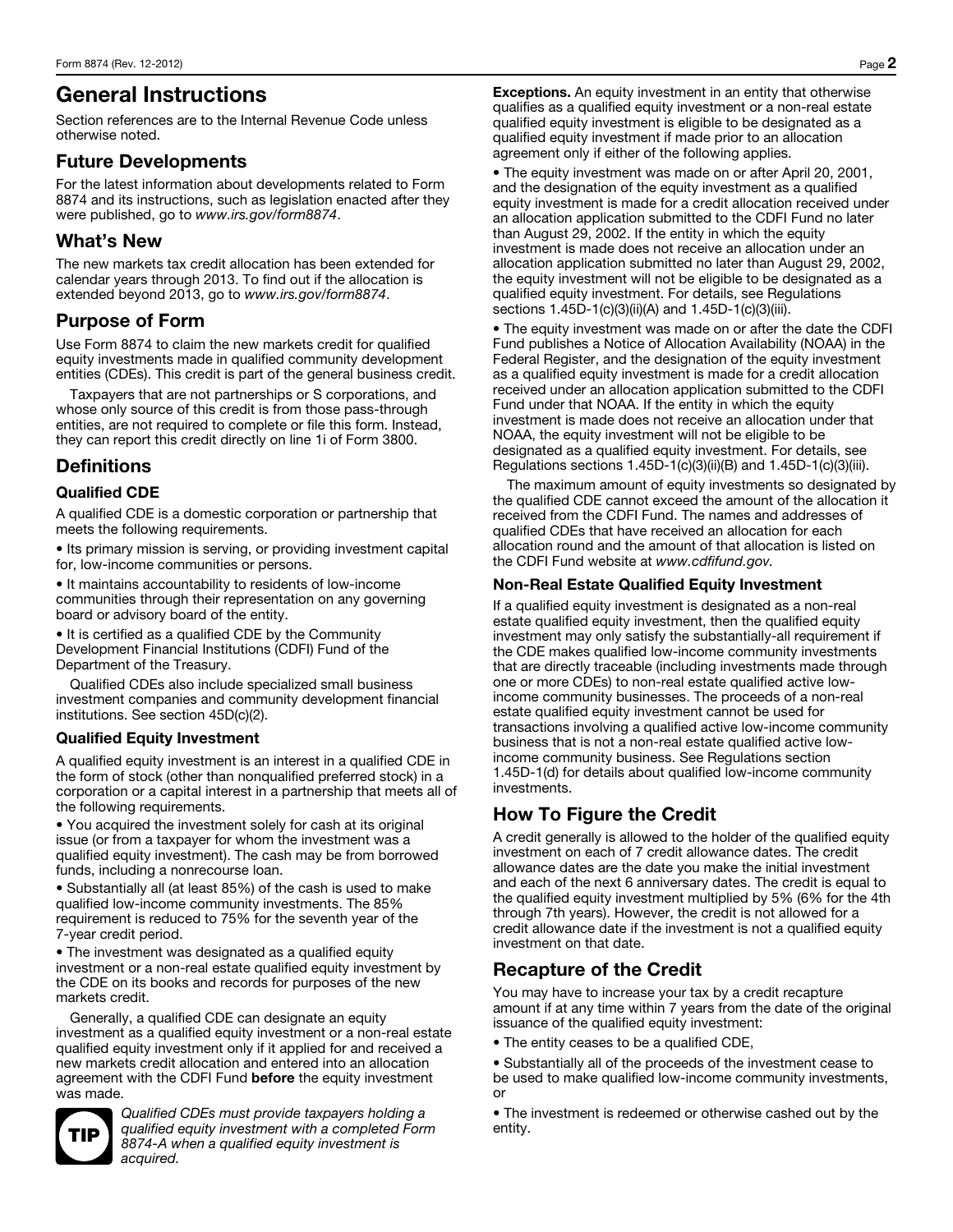# General Instructions

Section references are to the Internal Revenue Code unless otherwise noted.

## Future Developments

For the latest information about developments related to Form 8874 and its instructions, such as legislation enacted after they were published, go to *www.irs.gov/form8874*.

## What's New

The new markets tax credit allocation has been extended for calendar years through 2013. To find out if the allocation is extended beyond 2013, go to *www.irs.gov/form8874*.

## Purpose of Form

Use Form 8874 to claim the new markets credit for qualified equity investments made in qualified community development entities (CDEs). This credit is part of the general business credit.

Taxpayers that are not partnerships or S corporations, and whose only source of this credit is from those pass-through entities, are not required to complete or file this form. Instead, they can report this credit directly on line 1i of Form 3800.

## Definitions

### Qualified CDE

A qualified CDE is a domestic corporation or partnership that meets the following requirements.

- Its primary mission is serving, or providing investment capital for, low-income communities or persons.
- It maintains accountability to residents of low-income communities through their representation on any governing board or advisory board of the entity.
- It is certified as a qualified CDE by the Community Development Financial Institutions (CDFI) Fund of the Department of the Treasury.

Qualified CDEs also include specialized small business investment companies and community development financial institutions. See section 45D(c)(2).

### Qualified Equity Investment

A qualified equity investment is an interest in a qualified CDE in the form of stock (other than nonqualified preferred stock) in a corporation or a capital interest in a partnership that meets all of the following requirements.

- You acquired the investment solely for cash at its original issue (or from a taxpayer for whom the investment was a qualified equity investment). The cash may be from borrowed funds, including a nonrecourse loan.
- Substantially all (at least 85%) of the cash is used to make qualified low-income community investments. The 85% requirement is reduced to 75% for the seventh year of the 7-year credit period.
- The investment was designated as a qualified equity investment or a non-real estate qualified equity investment by the CDE on its books and records for purposes of the new markets credit.

Generally, a qualified CDE can designate an equity investment as a qualified equity investment or a non-real estate qualified equity investment only if it applied for and received a new markets credit allocation and entered into an allocation agreement with the CDFI Fund **before** the equity investment was made.

**TIP** *Qualified CDEs must provide taxpayers holding a qualified equity investment with a completed Form 8874-A when a qualified equity investment is acquired.*

**Exceptions.** An equity investment in an entity that otherwise qualifies as a qualified equity investment or a non-real estate qualified equity investment is eligible to be designated as a qualified equity investment if made prior to an allocation agreement only if either of the following applies.

- The equity investment was made on or after April 20, 2001, and the designation of the equity investment as a qualified equity investment is made for a credit allocation received under an allocation application submitted to the CDFI Fund no later than August 29, 2002. If the entity in which the equity investment is made does not receive an allocation under an allocation application submitted no later than August 29, 2002, the equity investment will not be eligible to be designated as a qualified equity investment. For details, see Regulations sections 1.45D-1(c)(3)(ii)(A) and 1.45D-1(c)(3)(iii).
- The equity investment was made on or after the date the CDFI Fund publishes a Notice of Allocation Availability (NOAA) in the Federal Register, and the designation of the equity investment as a qualified equity investment is made for a credit allocation received under an allocation application submitted to the CDFI Fund under that NOAA. If the entity in which the equity investment is made does not receive an allocation under that NOAA, the equity investment will not be eligible to be designated as a qualified equity investment. For details, see Regulations sections 1.45D-1(c)(3)(ii)(B) and 1.45D-1(c)(3)(iii).

The maximum amount of equity investments so designated by the qualified CDE cannot exceed the amount of the allocation it received from the CDFI Fund. The names and addresses of qualified CDEs that have received an allocation for each allocation round and the amount of that allocation is listed on the CDFI Fund website at *www.cdfifund.gov.*

### Non-Real Estate Qualified Equity Investment

If a qualified equity investment is designated as a non-real estate qualified equity investment, then the qualified equity investment may only satisfy the substantially-all requirement if the CDE makes qualified low-income community investments that are directly traceable (including investments made through one or more CDEs) to non-real estate qualified active low-income community businesses. The proceeds of a non-real estate qualified equity investment cannot be used for transactions involving a qualified active low-income community business that is not a non-real estate qualified active low-income community business. See Regulations section 1.45D-1(d) for details about qualified low-income community investments.

## How To Figure the Credit

A credit generally is allowed to the holder of the qualified equity investment on each of 7 credit allowance dates. The credit allowance dates are the date you make the initial investment and each of the next 6 anniversary dates. The credit is equal to the qualified equity investment multiplied by 5% (6% for the 4th through 7th years). However, the credit is not allowed for a credit allowance date if the investment is not a qualified equity investment on that date.

## Recapture of the Credit

You may have to increase your tax by a credit recapture amount if at any time within 7 years from the date of the original issuance of the qualified equity investment:

- The entity ceases to be a qualified CDE,
- Substantially all of the proceeds of the investment cease to be used to make qualified low-income community investments, or
- The investment is redeemed or otherwise cashed out by the entity.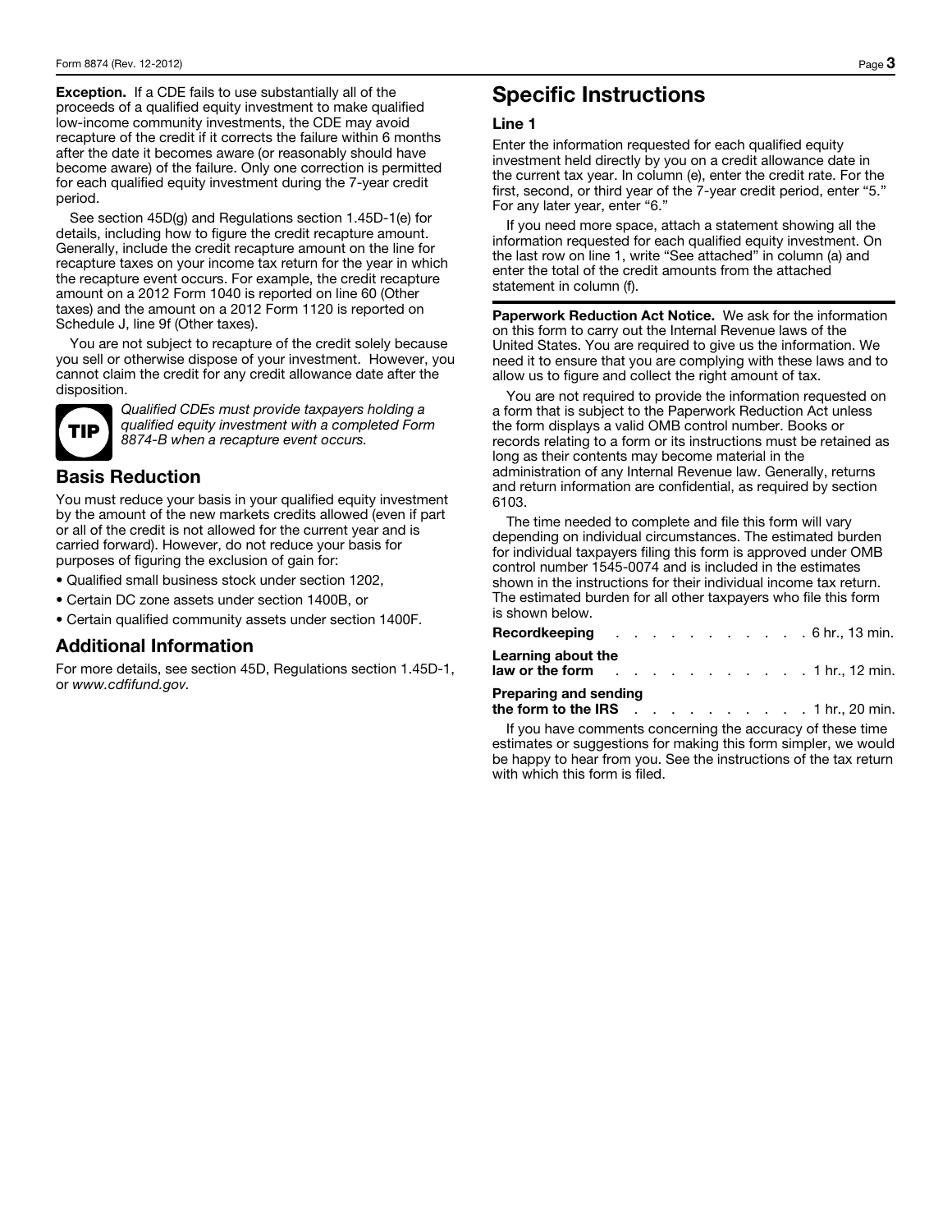**Exception.** If a CDE fails to use substantially all of the proceeds of a qualified equity investment to make qualified low-income community investments, the CDE may avoid recapture of the credit if it corrects the failure within 6 months after the date it becomes aware (or reasonably should have become aware) of the failure. Only one correction is permitted for each qualified equity investment during the 7-year credit period.

See section 45D(g) and Regulations section 1.45D-1(e) for details, including how to figure the credit recapture amount. Generally, include the credit recapture amount on the line for recapture taxes on your income tax return for the year in which the recapture event occurs. For example, the credit recapture amount on a 2012 Form 1040 is reported on line 60 (Other taxes) and the amount on a 2012 Form 1120 is reported on Schedule J, line 9f (Other taxes).

You are not subject to recapture of the credit solely because you sell or otherwise dispose of your investment. However, you cannot claim the credit for any credit allowance date after the disposition.

**TIP** *Qualified CDEs must provide taxpayers holding a qualified equity investment with a completed Form 8874-B when a recapture event occurs.*

## Basis Reduction

You must reduce your basis in your qualified equity investment by the amount of the new markets credits allowed (even if part or all of the credit is not allowed for the current year and is carried forward). However, do not reduce your basis for purposes of figuring the exclusion of gain for:

- Qualified small business stock under section 1202,
- Certain DC zone assets under section 1400B, or
- Certain qualified community assets under section 1400F.

## Additional Information

For more details, see section 45D, Regulations section 1.45D-1, or *www.cdfifund.gov.*

# Specific Instructions

### Line 1

Enter the information requested for each qualified equity investment held directly by you on a credit allowance date in the current tax year. In column (e), enter the credit rate. For the first, second, or third year of the 7-year credit period, enter "5." For any later year, enter "6."

If you need more space, attach a statement showing all the information requested for each qualified equity investment. On the last row on line 1, write "See attached" in column (a) and enter the total of the credit amounts from the attached statement in column (f).

**Paperwork Reduction Act Notice.** We ask for the information on this form to carry out the Internal Revenue laws of the United States. You are required to give us the information. We need it to ensure that you are complying with these laws and to allow us to figure and collect the right amount of tax.

You are not required to provide the information requested on a form that is subject to the Paperwork Reduction Act unless the form displays a valid OMB control number. Books or records relating to a form or its instructions must be retained as long as their contents may become material in the administration of any Internal Revenue law. Generally, returns and return information are confidential, as required by section 6103.

The time needed to complete and file this form will vary depending on individual circumstances. The estimated burden for individual taxpayers filing this form is approved under OMB control number 1545-0074 and is included in the estimates shown in the instructions for their individual income tax return. The estimated burden for all other taxpayers who file this form is shown below.

**Recordkeeping** . . . . . . . . . . . 6 hr., 13 min.

**Learning about the law or the form** . . . . . . . . . . . 1 hr., 12 min.

**Preparing and sending the form to the IRS** . . . . . . . . . . 1 hr., 20 min.

If you have comments concerning the accuracy of these time estimates or suggestions for making this form simpler, we would be happy to hear from you. See the instructions of the tax return with which this form is filed.